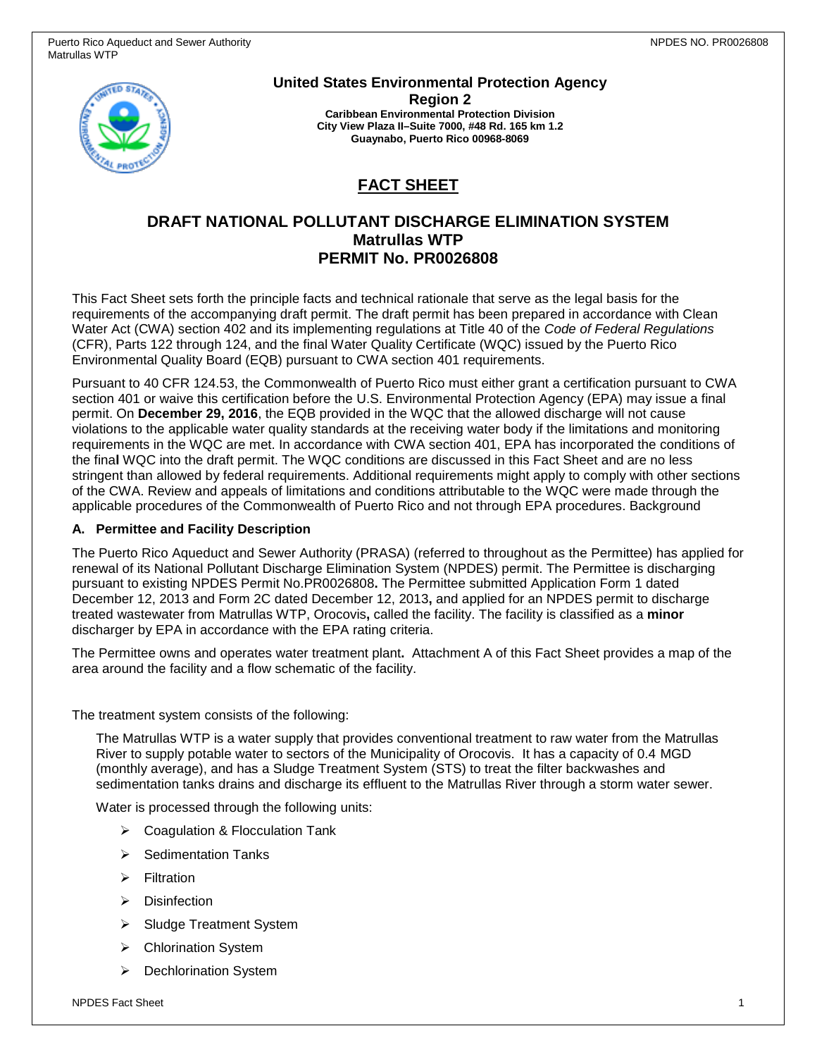**United States Environmental Protection Agency**
**Region 2**
**Caribbean Environmental Protection Division**
**City View Plaza II–Suite 7000, #48 Rd. 165 km 1.2**
**Guaynabo, Puerto Rico 00968-8069**

# FACT SHEET

## DRAFT NATIONAL POLLUTANT DISCHARGE ELIMINATION SYSTEM Matrullas WTP PERMIT No. PR0026808

This Fact Sheet sets forth the principle facts and technical rationale that serve as the legal basis for the requirements of the accompanying draft permit. The draft permit has been prepared in accordance with Clean Water Act (CWA) section 402 and its implementing regulations at Title 40 of the *Code of Federal Regulations* (CFR), Parts 122 through 124, and the final Water Quality Certificate (WQC) issued by the Puerto Rico Environmental Quality Board (EQB) pursuant to CWA section 401 requirements.

Pursuant to 40 CFR 124.53, the Commonwealth of Puerto Rico must either grant a certification pursuant to CWA section 401 or waive this certification before the U.S. Environmental Protection Agency (EPA) may issue a final permit. On **December 29, 2016**, the EQB provided in the WQC that the allowed discharge will not cause violations to the applicable water quality standards at the receiving water body if the limitations and monitoring requirements in the WQC are met. In accordance with CWA section 401, EPA has incorporated the conditions of the final WQC into the draft permit. The WQC conditions are discussed in this Fact Sheet and are no less stringent than allowed by federal requirements. Additional requirements might apply to comply with other sections of the CWA. Review and appeals of limitations and conditions attributable to the WQC were made through the applicable procedures of the Commonwealth of Puerto Rico and not through EPA procedures. Background

### A. Permittee and Facility Description

The Puerto Rico Aqueduct and Sewer Authority (PRASA) (referred to throughout as the Permittee) has applied for renewal of its National Pollutant Discharge Elimination System (NPDES) permit. The Permittee is discharging pursuant to existing NPDES Permit No.PR0026808**.** The Permittee submitted Application Form 1 dated December 12, 2013 and Form 2C dated December 12, 2013**,** and applied for an NPDES permit to discharge treated wastewater from Matrullas WTP, Orocovis**,** called the facility. The facility is classified as a **minor** discharger by EPA in accordance with the EPA rating criteria.

The Permittee owns and operates water treatment plant**.** Attachment A of this Fact Sheet provides a map of the area around the facility and a flow schematic of the facility.

The treatment system consists of the following:

The Matrullas WTP is a water supply that provides conventional treatment to raw water from the Matrullas River to supply potable water to sectors of the Municipality of Orocovis. It has a capacity of 0.4 MGD (monthly average), and has a Sludge Treatment System (STS) to treat the filter backwashes and sedimentation tanks drains and discharge its effluent to the Matrullas River through a storm water sewer.

Water is processed through the following units:

- Coagulation & Flocculation Tank
- Sedimentation Tanks
- Filtration
- Disinfection
- Sludge Treatment System
- Chlorination System
- Dechlorination System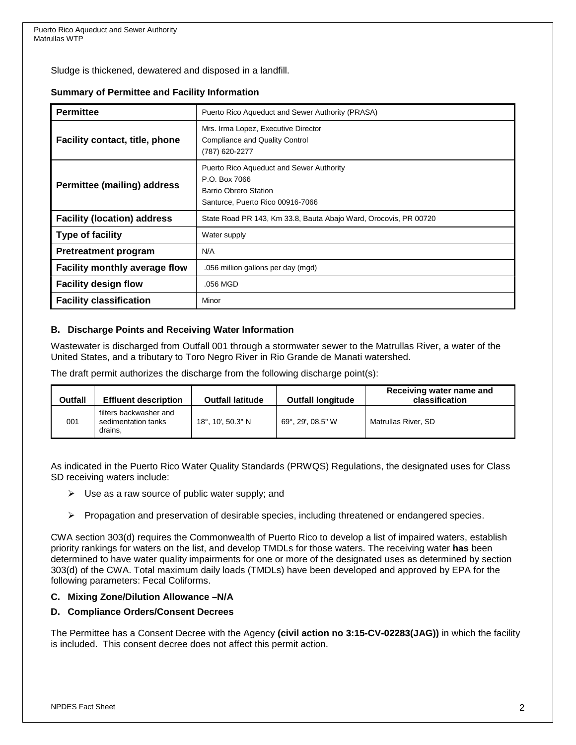Sludge is thickened, dewatered and disposed in a landfill.

**Summary of Permittee and Facility Information**

| **Permittee** | Puerto Rico Aqueduct and Sewer Authority (PRASA) |
|---|---|
| **Facility contact, title, phone** | Mrs. Irma Lopez, Executive Director<br>Compliance and Quality Control<br>(787) 620-2277 |
| **Permittee (mailing) address** | Puerto Rico Aqueduct and Sewer Authority<br>P.O. Box 7066<br>Barrio Obrero Station<br>Santurce, Puerto Rico 00916-7066 |
| **Facility (location) address** | State Road PR 143, Km 33.8, Bauta Abajo Ward, Orocovis, PR 00720 |
| **Type of facility** | Water supply |
| **Pretreatment program** | N/A |
| **Facility monthly average flow** | .056 million gallons per day (mgd) |
| **Facility design flow** | .056 MGD |
| **Facility classification** | Minor |

### B. Discharge Points and Receiving Water Information

Wastewater is discharged from Outfall 001 through a stormwater sewer to the Matrullas River, a water of the United States, and a tributary to Toro Negro River in Rio Grande de Manati watershed.

The draft permit authorizes the discharge from the following discharge point(s):

| Outfall | Effluent description | Outfall latitude | Outfall longitude | Receiving water name and classification |
|---|---|---|---|---|
| 001 | filters backwasher and sedimentation tanks drains, | 18°, 10', 50.3" N | 69°, 29', 08.5" W | Matrullas River, SD |

As indicated in the Puerto Rico Water Quality Standards (PRWQS) Regulations, the designated uses for Class SD receiving waters include:

- Use as a raw source of public water supply; and
- Propagation and preservation of desirable species, including threatened or endangered species.

CWA section 303(d) requires the Commonwealth of Puerto Rico to develop a list of impaired waters, establish priority rankings for waters on the list, and develop TMDLs for those waters. The receiving water **has** been determined to have water quality impairments for one or more of the designated uses as determined by section 303(d) of the CWA. Total maximum daily loads (TMDLs) have been developed and approved by EPA for the following parameters: Fecal Coliforms.

### C. Mixing Zone/Dilution Allowance –N/A

### D. Compliance Orders/Consent Decrees

The Permittee has a Consent Decree with the Agency **(civil action no 3:15-CV-02283(JAG))** in which the facility is included. This consent decree does not affect this permit action.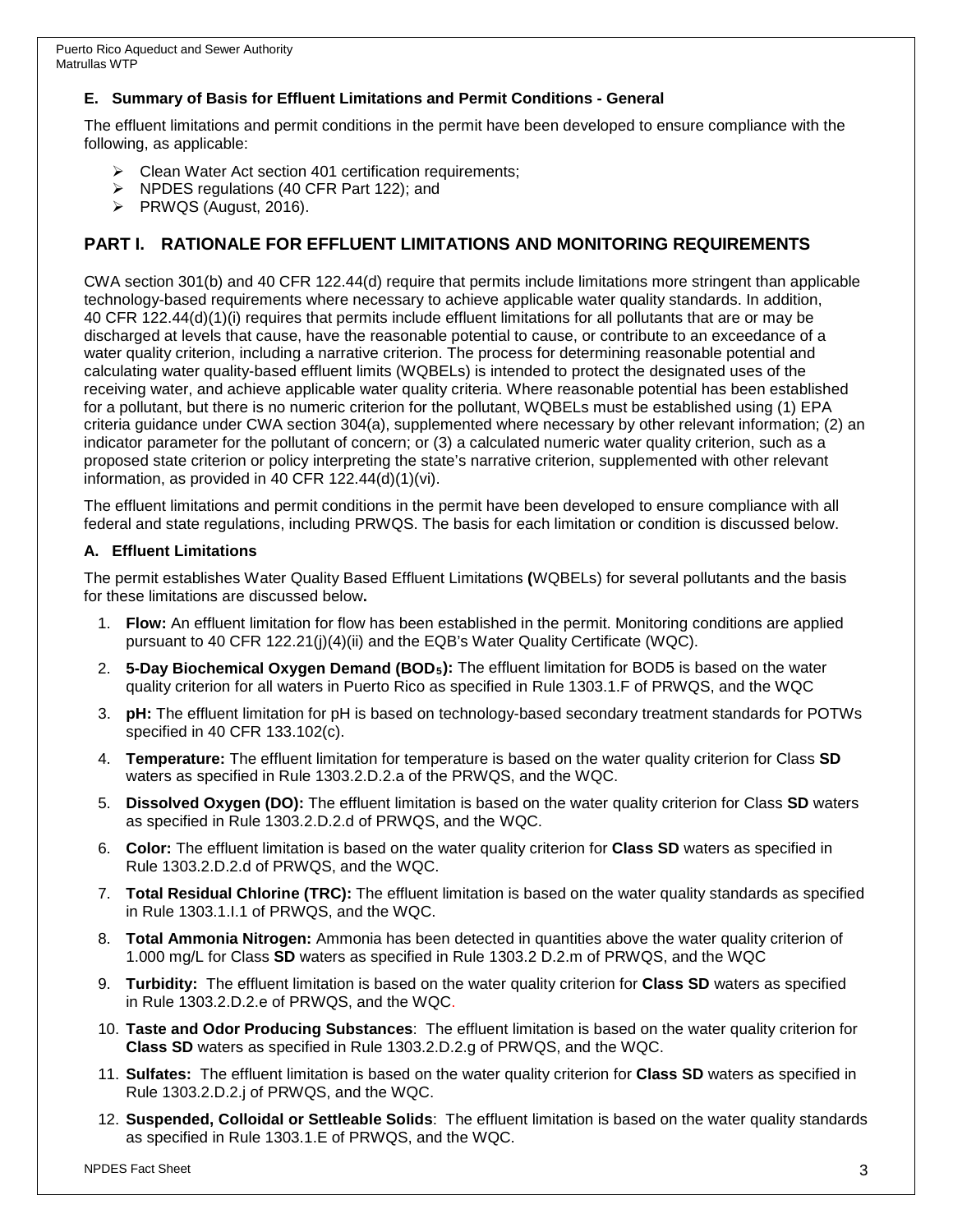### E. Summary of Basis for Effluent Limitations and Permit Conditions - General

The effluent limitations and permit conditions in the permit have been developed to ensure compliance with the following, as applicable:

- Clean Water Act section 401 certification requirements;
- NPDES regulations (40 CFR Part 122); and
- PRWQS (August, 2016).

## PART I. RATIONALE FOR EFFLUENT LIMITATIONS AND MONITORING REQUIREMENTS

CWA section 301(b) and 40 CFR 122.44(d) require that permits include limitations more stringent than applicable technology-based requirements where necessary to achieve applicable water quality standards. In addition, 40 CFR 122.44(d)(1)(i) requires that permits include effluent limitations for all pollutants that are or may be discharged at levels that cause, have the reasonable potential to cause, or contribute to an exceedance of a water quality criterion, including a narrative criterion. The process for determining reasonable potential and calculating water quality-based effluent limits (WQBELs) is intended to protect the designated uses of the receiving water, and achieve applicable water quality criteria. Where reasonable potential has been established for a pollutant, but there is no numeric criterion for the pollutant, WQBELs must be established using (1) EPA criteria guidance under CWA section 304(a), supplemented where necessary by other relevant information; (2) an indicator parameter for the pollutant of concern; or (3) a calculated numeric water quality criterion, such as a proposed state criterion or policy interpreting the state's narrative criterion, supplemented with other relevant information, as provided in 40 CFR 122.44(d)(1)(vi).

The effluent limitations and permit conditions in the permit have been developed to ensure compliance with all federal and state regulations, including PRWQS. The basis for each limitation or condition is discussed below.

### A. Effluent Limitations

The permit establishes Water Quality Based Effluent Limitations **(**WQBELs) for several pollutants and the basis for these limitations are discussed below**.**

1. **Flow:** An effluent limitation for flow has been established in the permit. Monitoring conditions are applied pursuant to 40 CFR 122.21(j)(4)(ii) and the EQB's Water Quality Certificate (WQC).
2. **5-Day Biochemical Oxygen Demand ($BOD_5$):** The effluent limitation for BOD5 is based on the water quality criterion for all waters in Puerto Rico as specified in Rule 1303.1.F of PRWQS, and the WQC
3. **pH:** The effluent limitation for pH is based on technology-based secondary treatment standards for POTWs specified in 40 CFR 133.102(c).
4. **Temperature:** The effluent limitation for temperature is based on the water quality criterion for Class **SD** waters as specified in Rule 1303.2.D.2.a of the PRWQS, and the WQC.
5. **Dissolved Oxygen (DO):** The effluent limitation is based on the water quality criterion for Class **SD** waters as specified in Rule 1303.2.D.2.d of PRWQS, and the WQC.
6. **Color:** The effluent limitation is based on the water quality criterion for **Class SD** waters as specified in Rule 1303.2.D.2.d of PRWQS, and the WQC.
7. **Total Residual Chlorine (TRC):** The effluent limitation is based on the water quality standards as specified in Rule 1303.1.I.1 of PRWQS, and the WQC.
8. **Total Ammonia Nitrogen:** Ammonia has been detected in quantities above the water quality criterion of 1.000 mg/L for Class **SD** waters as specified in Rule 1303.2 D.2.m of PRWQS, and the WQC
9. **Turbidity:** The effluent limitation is based on the water quality criterion for **Class SD** waters as specified in Rule 1303.2.D.2.e of PRWQS, and the WQC.
10. **Taste and Odor Producing Substances**: The effluent limitation is based on the water quality criterion for **Class SD** waters as specified in Rule 1303.2.D.2.g of PRWQS, and the WQC.
11. **Sulfates:** The effluent limitation is based on the water quality criterion for **Class SD** waters as specified in Rule 1303.2.D.2.j of PRWQS, and the WQC.
12. **Suspended, Colloidal or Settleable Solids**: The effluent limitation is based on the water quality standards as specified in Rule 1303.1.E of PRWQS, and the WQC.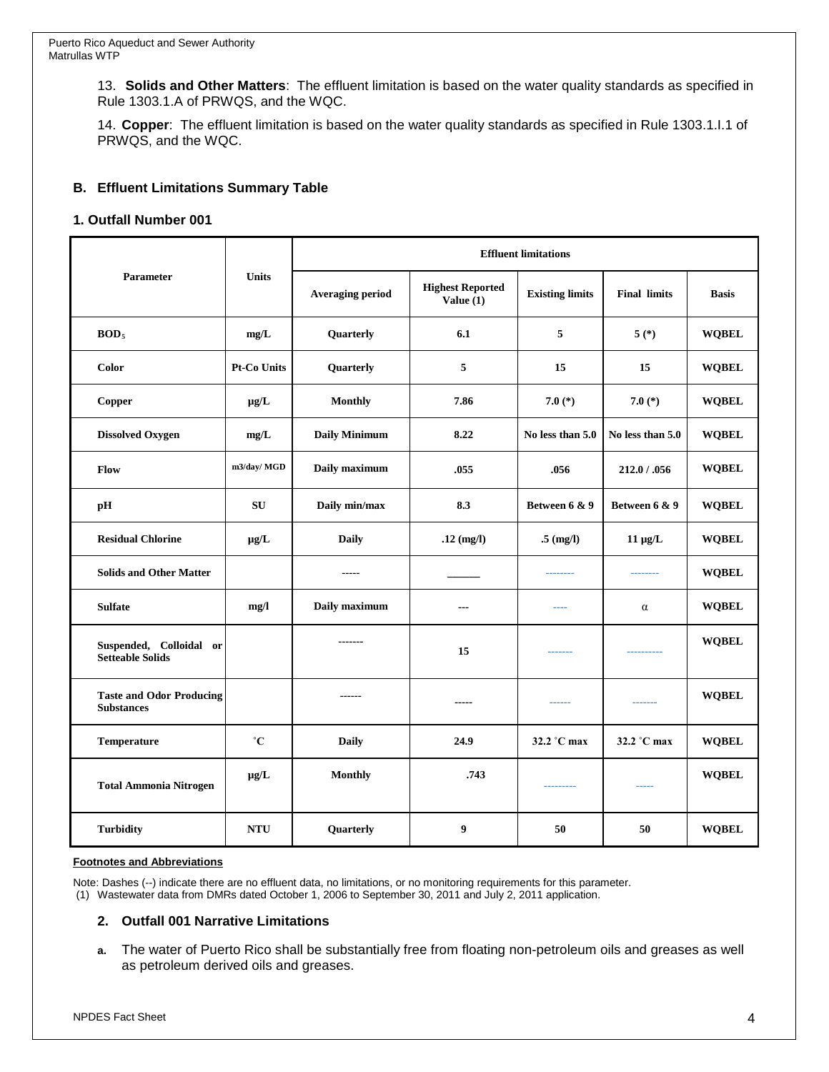13. **Solids and Other Matters**: The effluent limitation is based on the water quality standards as specified in Rule 1303.1.A of PRWQS, and the WQC.

14. **Copper**: The effluent limitation is based on the water quality standards as specified in Rule 1303.1.I.1 of PRWQS, and the WQC.

## B. Effluent Limitations Summary Table

### 1. Outfall Number 001

| Parameter | Units | Effluent limitations | | | | |
|---|---|---|---|---|---|---|
| | | Averaging period | Highest Reported Value (1) | Existing limits | Final limits | Basis |
| $BOD_5$ | mg/L | Quarterly | 6.1 | 5 | 5 (*) | WQBEL |
| Color | Pt-Co Units | Quarterly | 5 | 15 | 15 | WQBEL |
| Copper | µg/L | Monthly | 7.86 | 7.0 (*) | 7.0 (*) | WQBEL |
| Dissolved Oxygen | mg/L | Daily Minimum | 8.22 | No less than 5.0 | No less than 5.0 | WQBEL |
| Flow | m3/day/ MGD | Daily maximum | .055 | .056 | 212.0 / .056 | WQBEL |
| pH | SU | Daily min/max | 8.3 | Between 6 & 9 | Between 6 & 9 | WQBEL |
| Residual Chlorine | µg/L | Daily | .12 (mg/l) | .5 (mg/l) | 11 µg/L | WQBEL |
| Solids and Other Matter | | ----- | ______ | -------- | -------- | WQBEL |
| Sulfate | mg/l | Daily maximum | --- | ---- | α | WQBEL |
| Suspended, Colloidal or Setteable Solids | | ------- | 15 | ------- | ---------- | WQBEL |
| Taste and Odor Producing Substances | | ------ | ----- | ------ | ------- | WQBEL |
| Temperature | ˚C | Daily | 24.9 | 32.2 ˚C max | 32.2 ˚C max | WQBEL |
| Total Ammonia Nitrogen | µg/L | Monthly | .743 | --------- | ----- | WQBEL |
| Turbidity | NTU | Quarterly | 9 | 50 | 50 | WQBEL |

**Footnotes and Abbreviations**

Note: Dashes (--) indicate there are no effluent data, no limitations, or no monitoring requirements for this parameter.
(1) Wastewater data from DMRs dated October 1, 2006 to September 30, 2011 and July 2, 2011 application.

### 2. Outfall 001 Narrative Limitations

a. The water of Puerto Rico shall be substantially free from floating non-petroleum oils and greases as well as petroleum derived oils and greases.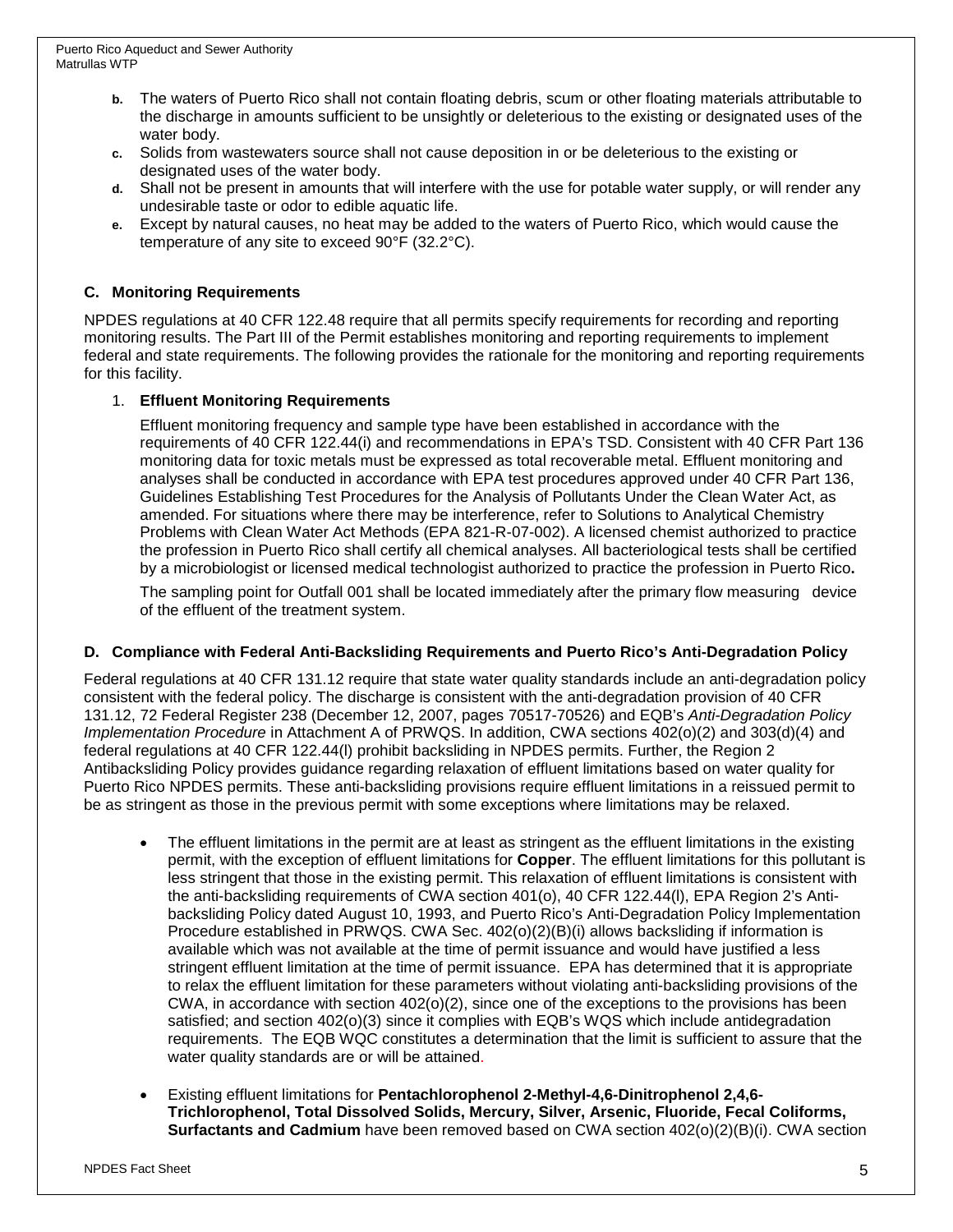b. The waters of Puerto Rico shall not contain floating debris, scum or other floating materials attributable to the discharge in amounts sufficient to be unsightly or deleterious to the existing or designated uses of the water body.
c. Solids from wastewaters source shall not cause deposition in or be deleterious to the existing or designated uses of the water body.
d. Shall not be present in amounts that will interfere with the use for potable water supply, or will render any undesirable taste or odor to edible aquatic life.
e. Except by natural causes, no heat may be added to the waters of Puerto Rico, which would cause the temperature of any site to exceed 90°F (32.2°C).

### C. Monitoring Requirements

NPDES regulations at 40 CFR 122.48 require that all permits specify requirements for recording and reporting monitoring results. The Part III of the Permit establishes monitoring and reporting requirements to implement federal and state requirements. The following provides the rationale for the monitoring and reporting requirements for this facility.

1. **Effluent Monitoring Requirements**

   Effluent monitoring frequency and sample type have been established in accordance with the requirements of 40 CFR 122.44(i) and recommendations in EPA's TSD. Consistent with 40 CFR Part 136 monitoring data for toxic metals must be expressed as total recoverable metal. Effluent monitoring and analyses shall be conducted in accordance with EPA test procedures approved under 40 CFR Part 136, Guidelines Establishing Test Procedures for the Analysis of Pollutants Under the Clean Water Act, as amended. For situations where there may be interference, refer to Solutions to Analytical Chemistry Problems with Clean Water Act Methods (EPA 821-R-07-002). A licensed chemist authorized to practice the profession in Puerto Rico shall certify all chemical analyses. All bacteriological tests shall be certified by a microbiologist or licensed medical technologist authorized to practice the profession in Puerto Rico**.**

   The sampling point for Outfall 001 shall be located immediately after the primary flow measuring device of the effluent of the treatment system.

### D. Compliance with Federal Anti-Backsliding Requirements and Puerto Rico's Anti-Degradation Policy

Federal regulations at 40 CFR 131.12 require that state water quality standards include an anti-degradation policy consistent with the federal policy. The discharge is consistent with the anti-degradation provision of 40 CFR 131.12, 72 Federal Register 238 (December 12, 2007, pages 70517-70526) and EQB's *Anti-Degradation Policy Implementation Procedure* in Attachment A of PRWQS. In addition, CWA sections 402(o)(2) and 303(d)(4) and federal regulations at 40 CFR 122.44(l) prohibit backsliding in NPDES permits. Further, the Region 2 Antibacksliding Policy provides guidance regarding relaxation of effluent limitations based on water quality for Puerto Rico NPDES permits. These anti-backsliding provisions require effluent limitations in a reissued permit to be as stringent as those in the previous permit with some exceptions where limitations may be relaxed.

- The effluent limitations in the permit are at least as stringent as the effluent limitations in the existing permit, with the exception of effluent limitations for **Copper**. The effluent limitations for this pollutant is less stringent that those in the existing permit. This relaxation of effluent limitations is consistent with the anti-backsliding requirements of CWA section 401(o), 40 CFR 122.44(l), EPA Region 2's Anti-backsliding Policy dated August 10, 1993, and Puerto Rico's Anti-Degradation Policy Implementation Procedure established in PRWQS. CWA Sec. 402(o)(2)(B)(i) allows backsliding if information is available which was not available at the time of permit issuance and would have justified a less stringent effluent limitation at the time of permit issuance. EPA has determined that it is appropriate to relax the effluent limitation for these parameters without violating anti-backsliding provisions of the CWA, in accordance with section 402(o)(2), since one of the exceptions to the provisions has been satisfied; and section 402(o)(3) since it complies with EQB's WQS which include antidegradation requirements. The EQB WQC constitutes a determination that the limit is sufficient to assure that the water quality standards are or will be attained.

- Existing effluent limitations for **Pentachlorophenol 2-Methyl-4,6-Dinitrophenol 2,4,6-Trichlorophenol, Total Dissolved Solids, Mercury, Silver, Arsenic, Fluoride, Fecal Coliforms, Surfactants and Cadmium** have been removed based on CWA section 402(o)(2)(B)(i). CWA section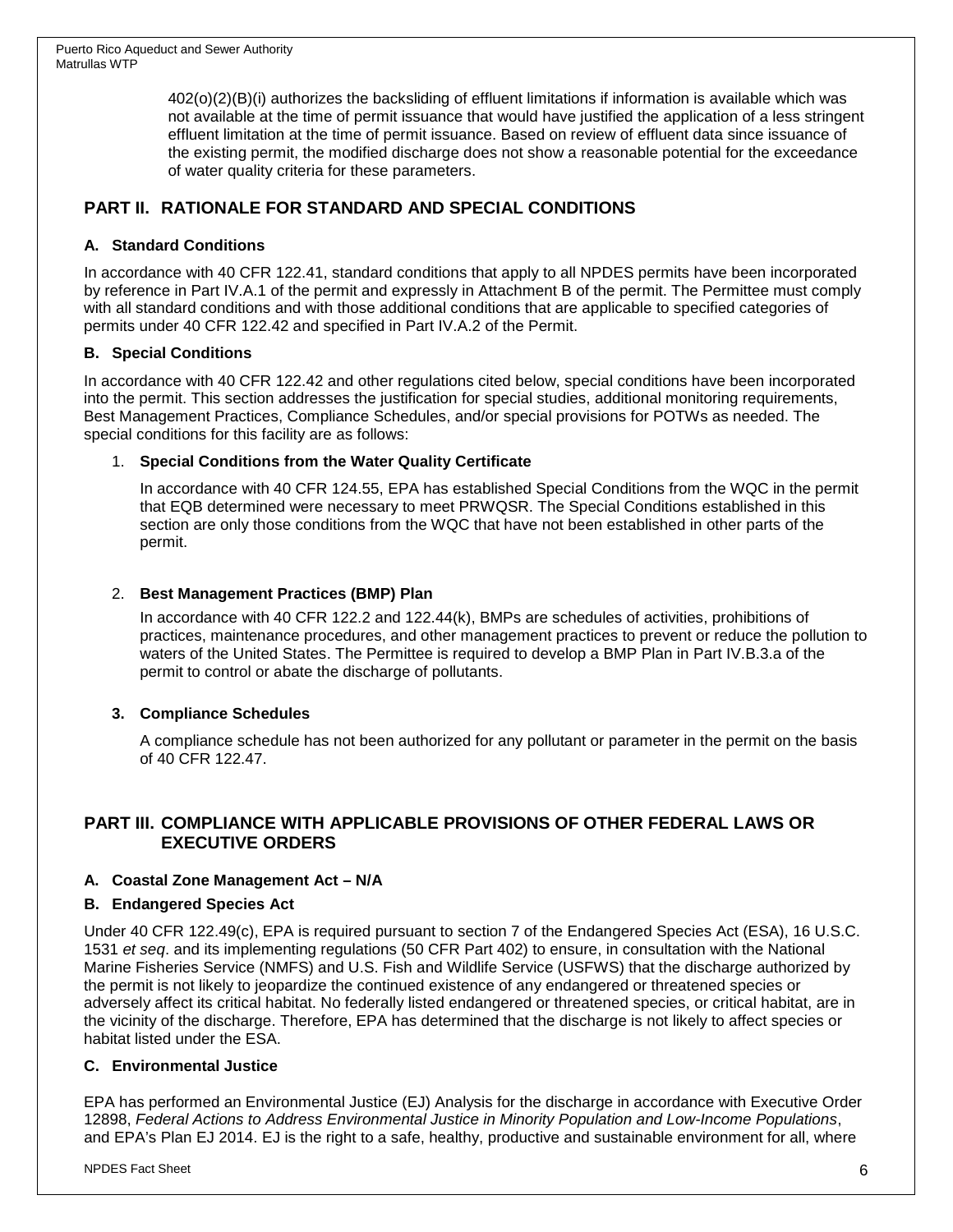402(o)(2)(B)(i) authorizes the backsliding of effluent limitations if information is available which was not available at the time of permit issuance that would have justified the application of a less stringent effluent limitation at the time of permit issuance. Based on review of effluent data since issuance of the existing permit, the modified discharge does not show a reasonable potential for the exceedance of water quality criteria for these parameters.

## PART II. RATIONALE FOR STANDARD AND SPECIAL CONDITIONS

### A. Standard Conditions

In accordance with 40 CFR 122.41, standard conditions that apply to all NPDES permits have been incorporated by reference in Part IV.A.1 of the permit and expressly in Attachment B of the permit. The Permittee must comply with all standard conditions and with those additional conditions that are applicable to specified categories of permits under 40 CFR 122.42 and specified in Part IV.A.2 of the Permit.

### B. Special Conditions

In accordance with 40 CFR 122.42 and other regulations cited below, special conditions have been incorporated into the permit. This section addresses the justification for special studies, additional monitoring requirements, Best Management Practices, Compliance Schedules, and/or special provisions for POTWs as needed. The special conditions for this facility are as follows:

1. **Special Conditions from the Water Quality Certificate**

   In accordance with 40 CFR 124.55, EPA has established Special Conditions from the WQC in the permit that EQB determined were necessary to meet PRWQSR. The Special Conditions established in this section are only those conditions from the WQC that have not been established in other parts of the permit.

2. **Best Management Practices (BMP) Plan**

   In accordance with 40 CFR 122.2 and 122.44(k), BMPs are schedules of activities, prohibitions of practices, maintenance procedures, and other management practices to prevent or reduce the pollution to waters of the United States. The Permittee is required to develop a BMP Plan in Part IV.B.3.a of the permit to control or abate the discharge of pollutants.

3. **Compliance Schedules**

   A compliance schedule has not been authorized for any pollutant or parameter in the permit on the basis of 40 CFR 122.47.

## PART III. COMPLIANCE WITH APPLICABLE PROVISIONS OF OTHER FEDERAL LAWS OR EXECUTIVE ORDERS

### A. Coastal Zone Management Act – N/A

### B. Endangered Species Act

Under 40 CFR 122.49(c), EPA is required pursuant to section 7 of the Endangered Species Act (ESA), 16 U.S.C. 1531 *et seq*. and its implementing regulations (50 CFR Part 402) to ensure, in consultation with the National Marine Fisheries Service (NMFS) and U.S. Fish and Wildlife Service (USFWS) that the discharge authorized by the permit is not likely to jeopardize the continued existence of any endangered or threatened species or adversely affect its critical habitat. No federally listed endangered or threatened species, or critical habitat, are in the vicinity of the discharge. Therefore, EPA has determined that the discharge is not likely to affect species or habitat listed under the ESA.

### C. Environmental Justice

EPA has performed an Environmental Justice (EJ) Analysis for the discharge in accordance with Executive Order 12898, *Federal Actions to Address Environmental Justice in Minority Population and Low-Income Populations*, and EPA's Plan EJ 2014. EJ is the right to a safe, healthy, productive and sustainable environment for all, where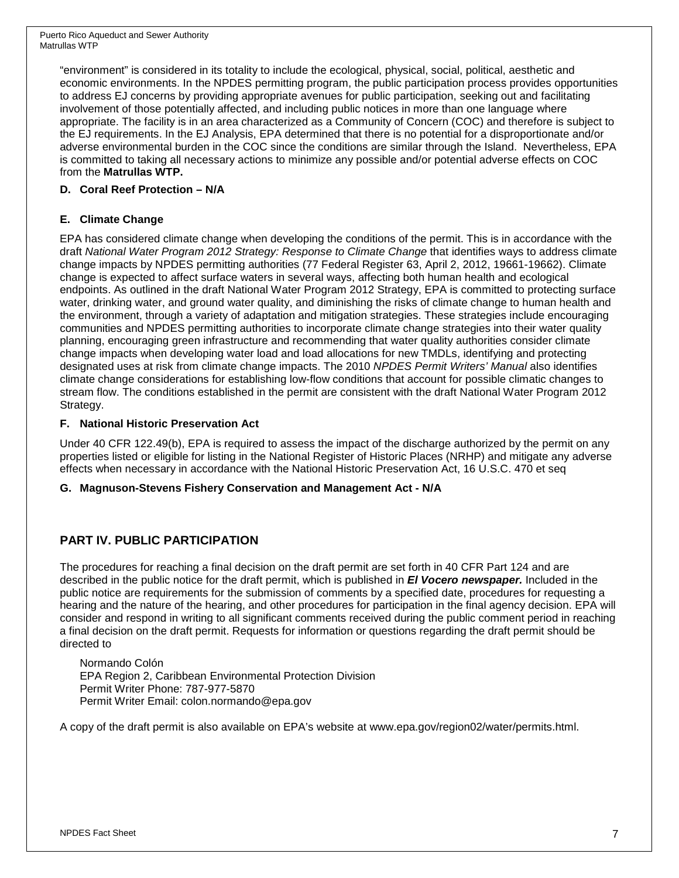"environment" is considered in its totality to include the ecological, physical, social, political, aesthetic and economic environments. In the NPDES permitting program, the public participation process provides opportunities to address EJ concerns by providing appropriate avenues for public participation, seeking out and facilitating involvement of those potentially affected, and including public notices in more than one language where appropriate. The facility is in an area characterized as a Community of Concern (COC) and therefore is subject to the EJ requirements. In the EJ Analysis, EPA determined that there is no potential for a disproportionate and/or adverse environmental burden in the COC since the conditions are similar through the Island. Nevertheless, EPA is committed to taking all necessary actions to minimize any possible and/or potential adverse effects on COC from the **Matrullas WTP.**

### D. Coral Reef Protection – N/A

### E. Climate Change

EPA has considered climate change when developing the conditions of the permit. This is in accordance with the draft *National Water Program 2012 Strategy: Response to Climate Change* that identifies ways to address climate change impacts by NPDES permitting authorities (77 Federal Register 63, April 2, 2012, 19661-19662). Climate change is expected to affect surface waters in several ways, affecting both human health and ecological endpoints. As outlined in the draft National Water Program 2012 Strategy, EPA is committed to protecting surface water, drinking water, and ground water quality, and diminishing the risks of climate change to human health and the environment, through a variety of adaptation and mitigation strategies. These strategies include encouraging communities and NPDES permitting authorities to incorporate climate change strategies into their water quality planning, encouraging green infrastructure and recommending that water quality authorities consider climate change impacts when developing water load and load allocations for new TMDLs, identifying and protecting designated uses at risk from climate change impacts. The 2010 *NPDES Permit Writers' Manual* also identifies climate change considerations for establishing low-flow conditions that account for possible climatic changes to stream flow. The conditions established in the permit are consistent with the draft National Water Program 2012 Strategy.

### F. National Historic Preservation Act

Under 40 CFR 122.49(b), EPA is required to assess the impact of the discharge authorized by the permit on any properties listed or eligible for listing in the National Register of Historic Places (NRHP) and mitigate any adverse effects when necessary in accordance with the National Historic Preservation Act, 16 U.S.C. 470 et seq

### G. Magnuson-Stevens Fishery Conservation and Management Act - N/A

## PART IV. PUBLIC PARTICIPATION

The procedures for reaching a final decision on the draft permit are set forth in 40 CFR Part 124 and are described in the public notice for the draft permit, which is published in ***El Vocero newspaper.*** Included in the public notice are requirements for the submission of comments by a specified date, procedures for requesting a hearing and the nature of the hearing, and other procedures for participation in the final agency decision. EPA will consider and respond in writing to all significant comments received during the public comment period in reaching a final decision on the draft permit. Requests for information or questions regarding the draft permit should be directed to

Normando Colón
EPA Region 2, Caribbean Environmental Protection Division
Permit Writer Phone: 787-977-5870
Permit Writer Email: colon.normando@epa.gov

A copy of the draft permit is also available on EPA's website at www.epa.gov/region02/water/permits.html.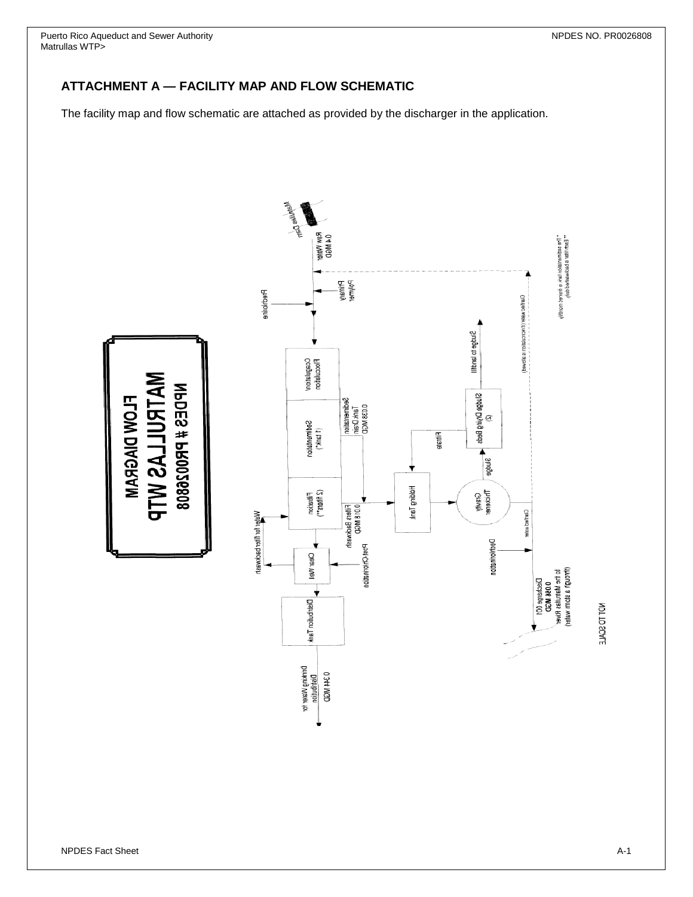## ATTACHMENT A — FACILITY MAP AND FLOW SCHEMATIC

The facility map and flow schematic are attached as provided by the discharger in the application.

**FLOW DIAGRAM**
**MATRULLAS WTP**
**NPDES # PR0026808**

Matrullas Dam

Raw Water 0.4 MGD

Polymer

Prechlorine

Coagulation/ Flocculation

Sedimentation (1 tank*)

Sedimentation Tank Drain 0.038 MGD

Filtration (2 filters**)

Filters Backwash 0.018 MGD

Water for filter backwash

Clear Well

Post-Chlorination

Distribution Tank

Drinking Water for Distribution 0.344 MGD

Holding Tank

Gravity Thickener

Sludge

Sludge Drying Beds (2)

Filtrate

Sludge to landfill

Clarified water (if recirculation is allowed)

Clarified water

Dechlorination

Discharge 001 0.056 MGD to the Matrullas River (through a storm sewer)

\* The sedimentation tank is drained monthly

\** Each filter is backwashed daily

NOT TO SCALE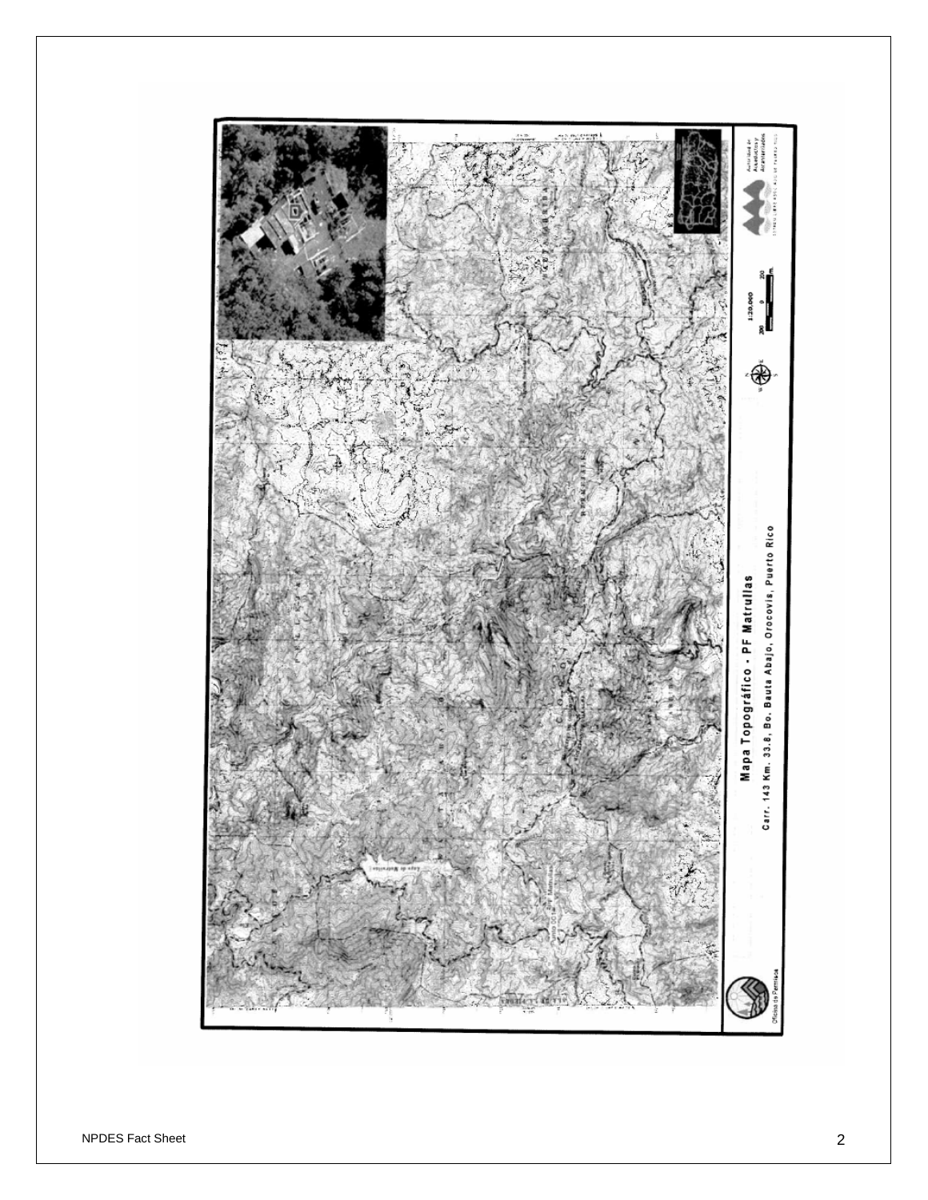Mapa Topográfico - PF Matrullas

Carr. 143 Km. 33.8, Bo. Bauta Abajo, Orocovis, Puerto Rico

1:20,000

Oficina de Permisos

Autoridad de Acueductos y Alcantarillados